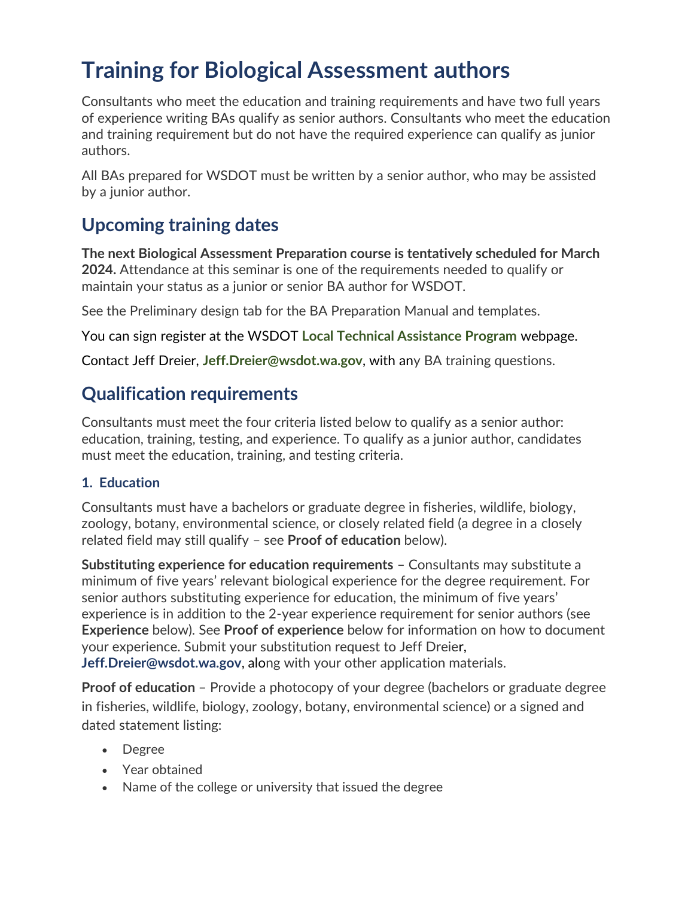# Training for Biological Assessment authors

Consultants who meet the education and training requirements and have two full years of experience writing BAs qualify as senior authors. Consultants who meet the education and training requirement but do not have the required experience can qualify as junior authors.

All BAs prepared for WSDOT must be written by a senior author, who may be assisted by a junior author.

## Upcoming training dates

**The next Biological Assessment Preparation course is tentatively scheduled for March 2024.** Attendance at this seminar is one of the requirements needed to qualify or maintain your status as a junior or senior BA author for WSDOT.

See the Preliminary design tab for the BA Preparation Manual and templates.

You can sign register at the WSDOT **Local Technical Assistance Program** webpage.

Contact Jeff Dreier, **Jeff.Dreier@wsdot.wa.gov**, with any BA training questions.

## Qualification requirements

Consultants must meet the four criteria listed below to qualify as a senior author: education, training, testing, and experience. To qualify as a junior author, candidates must meet the education, training, and testing criteria.

### 1. Education

Consultants must have a bachelors or graduate degree in fisheries, wildlife, biology, zoology, botany, environmental science, or closely related field (a degree in a closely related field may still qualify – see **Proof of education** below).

**Substituting experience for education requirements** – Consultants may substitute a minimum of five years' relevant biological experience for the degree requirement. For senior authors substituting experience for education, the minimum of five years' experience is in addition to the 2-year experience requirement for senior authors (see **Experience** below). See **Proof of experience** below for information on how to document your experience. Submit your substitution request to Jeff Dreier, **Jeff.Dreier@wsdot.wa.gov**, along with your other application materials.

**Proof of education** – Provide a photocopy of your degree (bachelors or graduate degree in fisheries, wildlife, biology, zoology, botany, environmental science) or a signed and dated statement listing:

- Degree
- Year obtained
- Name of the college or university that issued the degree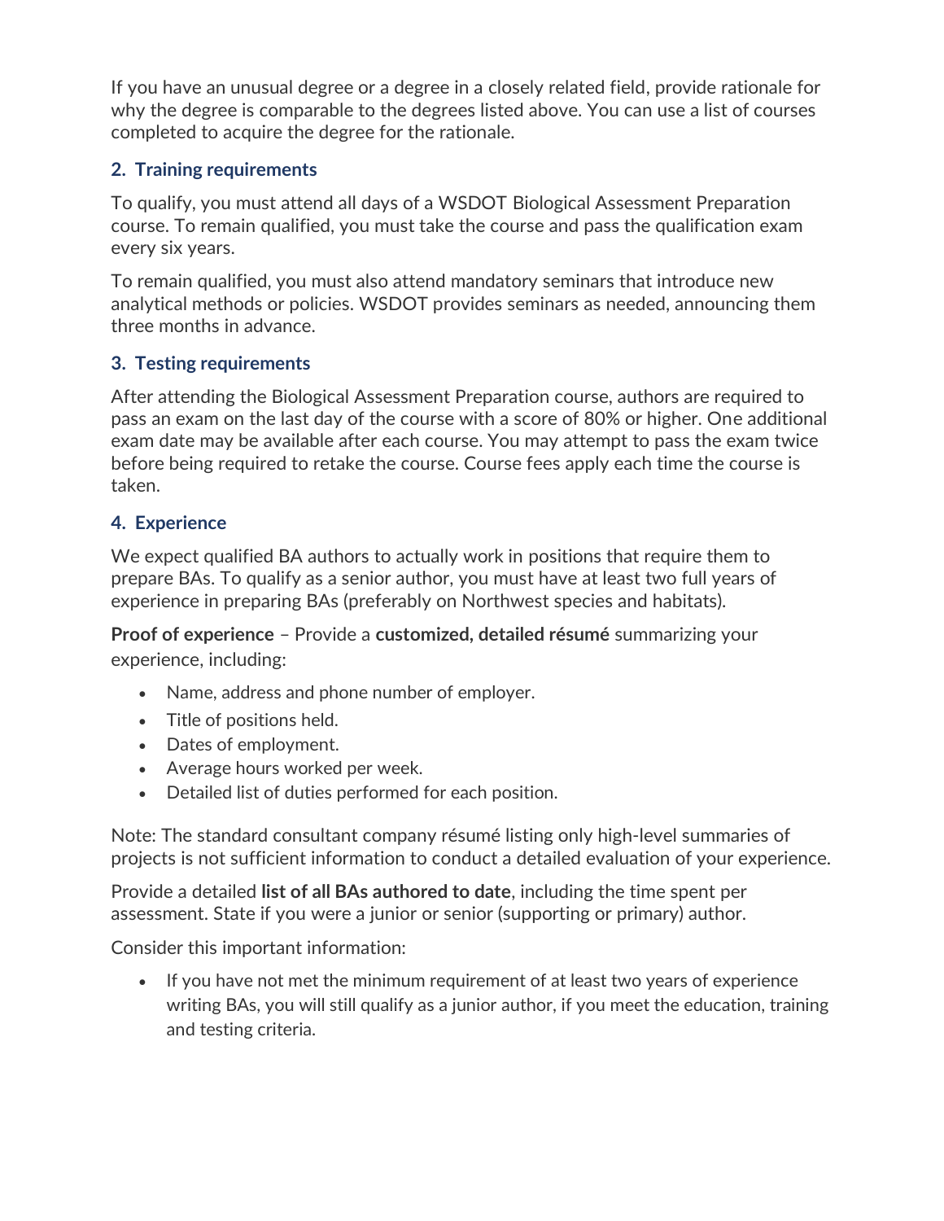If you have an unusual degree or a degree in a closely related field, provide rationale for why the degree is comparable to the degrees listed above. You can use a list of courses completed to acquire the degree for the rationale.

### 2. Training requirements

To qualify, you must attend all days of a WSDOT Biological Assessment Preparation course. To remain qualified, you must take the course and pass the qualification exam every six years.

To remain qualified, you must also attend mandatory seminars that introduce new analytical methods or policies. WSDOT provides seminars as needed, announcing them three months in advance.

### 3. Testing requirements

After attending the Biological Assessment Preparation course, authors are required to pass an exam on the last day of the course with a score of 80% or higher. One additional exam date may be available after each course. You may attempt to pass the exam twice before being required to retake the course. Course fees apply each time the course is taken.

### 4. Experience

We expect qualified BA authors to actually work in positions that require them to prepare BAs. To qualify as a senior author, you must have at least two full years of experience in preparing BAs (preferably on Northwest species and habitats).

**Proof of experience** – Provide a **customized, detailed résumé** summarizing your experience, including:

- Name, address and phone number of employer.
- Title of positions held.
- Dates of employment.
- Average hours worked per week.
- Detailed list of duties performed for each position.

Note: The standard consultant company résumé listing only high-level summaries of projects is not sufficient information to conduct a detailed evaluation of your experience.

Provide a detailed **list of all BAs authored to date**, including the time spent per assessment. State if you were a junior or senior (supporting or primary) author.

Consider this important information:

- If you have not met the minimum requirement of at least two years of experience writing BAs, you will still qualify as a junior author, if you meet the education, training and testing criteria.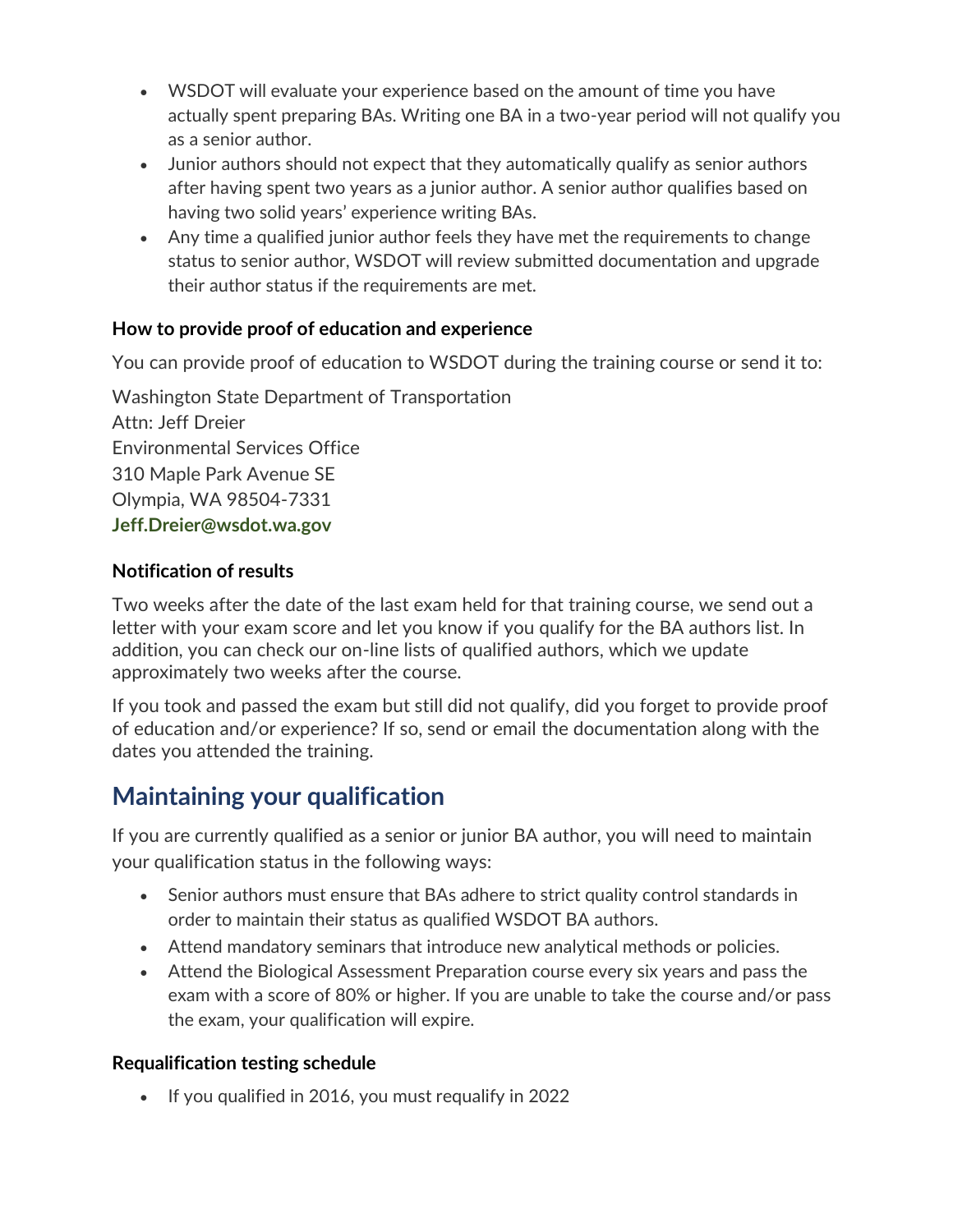- WSDOT will evaluate your experience based on the amount of time you have actually spent preparing BAs. Writing one BA in a two-year period will not qualify you as a senior author.
- Junior authors should not expect that they automatically qualify as senior authors after having spent two years as a junior author. A senior author qualifies based on having two solid years' experience writing BAs.
- Any time a qualified junior author feels they have met the requirements to change status to senior author, WSDOT will review submitted documentation and upgrade their author status if the requirements are met.

### How to provide proof of education and experience

You can provide proof of education to WSDOT during the training course or send it to:

Washington State Department of Transportation
Attn: Jeff Dreier
Environmental Services Office
310 Maple Park Avenue SE
Olympia, WA 98504-7331
**Jeff.Dreier@wsdot.wa.gov**

### Notification of results

Two weeks after the date of the last exam held for that training course, we send out a letter with your exam score and let you know if you qualify for the BA authors list. In addition, you can check our on-line lists of qualified authors, which we update approximately two weeks after the course.

If you took and passed the exam but still did not qualify, did you forget to provide proof of education and/or experience? If so, send or email the documentation along with the dates you attended the training.

## Maintaining your qualification

If you are currently qualified as a senior or junior BA author, you will need to maintain your qualification status in the following ways:

- Senior authors must ensure that BAs adhere to strict quality control standards in order to maintain their status as qualified WSDOT BA authors.
- Attend mandatory seminars that introduce new analytical methods or policies.
- Attend the Biological Assessment Preparation course every six years and pass the exam with a score of 80% or higher. If you are unable to take the course and/or pass the exam, your qualification will expire.

### Requalification testing schedule

- If you qualified in 2016, you must requalify in 2022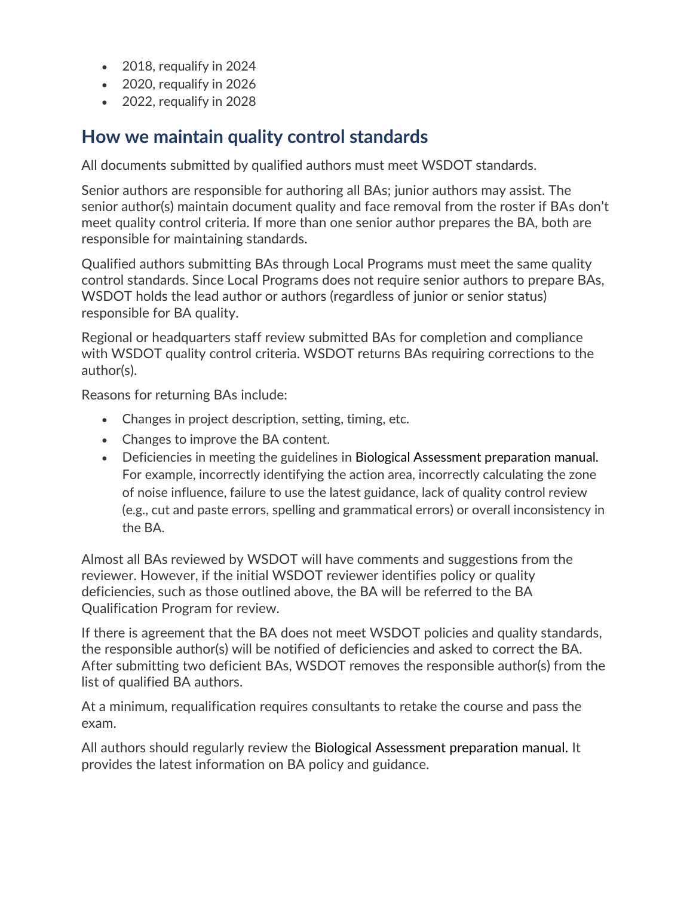- 2018, requalify in 2024
- 2020, requalify in 2026
- 2022, requalify in 2028

## How we maintain quality control standards

All documents submitted by qualified authors must meet WSDOT standards.

Senior authors are responsible for authoring all BAs; junior authors may assist. The senior author(s) maintain document quality and face removal from the roster if BAs don't meet quality control criteria. If more than one senior author prepares the BA, both are responsible for maintaining standards.

Qualified authors submitting BAs through Local Programs must meet the same quality control standards. Since Local Programs does not require senior authors to prepare BAs, WSDOT holds the lead author or authors (regardless of junior or senior status) responsible for BA quality.

Regional or headquarters staff review submitted BAs for completion and compliance with WSDOT quality control criteria. WSDOT returns BAs requiring corrections to the author(s).

Reasons for returning BAs include:

- Changes in project description, setting, timing, etc.
- Changes to improve the BA content.
- Deficiencies in meeting the guidelines in Biological Assessment preparation manual. For example, incorrectly identifying the action area, incorrectly calculating the zone of noise influence, failure to use the latest guidance, lack of quality control review (e.g., cut and paste errors, spelling and grammatical errors) or overall inconsistency in the BA.

Almost all BAs reviewed by WSDOT will have comments and suggestions from the reviewer. However, if the initial WSDOT reviewer identifies policy or quality deficiencies, such as those outlined above, the BA will be referred to the BA Qualification Program for review.

If there is agreement that the BA does not meet WSDOT policies and quality standards, the responsible author(s) will be notified of deficiencies and asked to correct the BA. After submitting two deficient BAs, WSDOT removes the responsible author(s) from the list of qualified BA authors.

At a minimum, requalification requires consultants to retake the course and pass the exam.

All authors should regularly review the Biological Assessment preparation manual. It provides the latest information on BA policy and guidance.